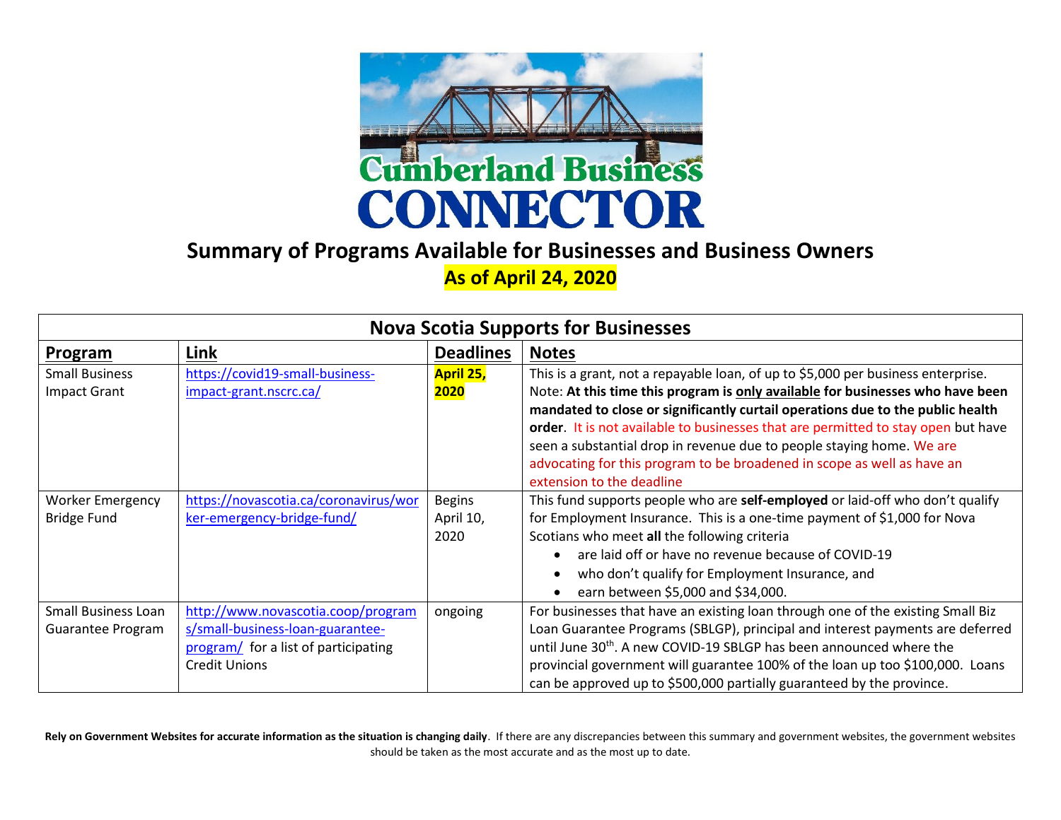# Cumberland Business CONNECTOR

## Summary of Programs Available for Businesses and Business Owners

**As of April 24, 2020**

| Nova Scotia Supports for Businesses | | | |
|---|---|---|---|
| **Program** | **Link** | **Deadlines** | **Notes** |
| Small Business Impact Grant | https://covid19-small-business-impact-grant.nscrc.ca/ | **April 25, 2020** | This is a grant, not a repayable loan, of up to $5,000 per business enterprise. Note: **At this time this program is only available for businesses who have been mandated to close or significantly curtail operations due to the public health order**. It is not available to businesses that are permitted to stay open but have seen a substantial drop in revenue due to people staying home. We are advocating for this program to be broadened in scope as well as have an extension to the deadline |
| Worker Emergency Bridge Fund | https://novascotia.ca/coronavirus/worker-emergency-bridge-fund/ | Begins April 10, 2020 | This fund supports people who are **self-employed** or laid-off who don't qualify for Employment Insurance. This is a one-time payment of $1,000 for Nova Scotians who meet **all** the following criteria<br>• are laid off or have no revenue because of COVID-19<br>• who don't qualify for Employment Insurance, and<br>• earn between $5,000 and $34,000. |
| Small Business Loan Guarantee Program | http://www.novascotia.coop/programs/small-business-loan-guarantee-program/ for a list of participating Credit Unions | ongoing | For businesses that have an existing loan through one of the existing Small Biz Loan Guarantee Programs (SBLGP), principal and interest payments are deferred until June 30th. A new COVID-19 SBLGP has been announced where the provincial government will guarantee 100% of the loan up too $100,000. Loans can be approved up to $500,000 partially guaranteed by the province. |

**Rely on Government Websites for accurate information as the situation is changing daily**. If there are any discrepancies between this summary and government websites, the government websites should be taken as the most accurate and as the most up to date.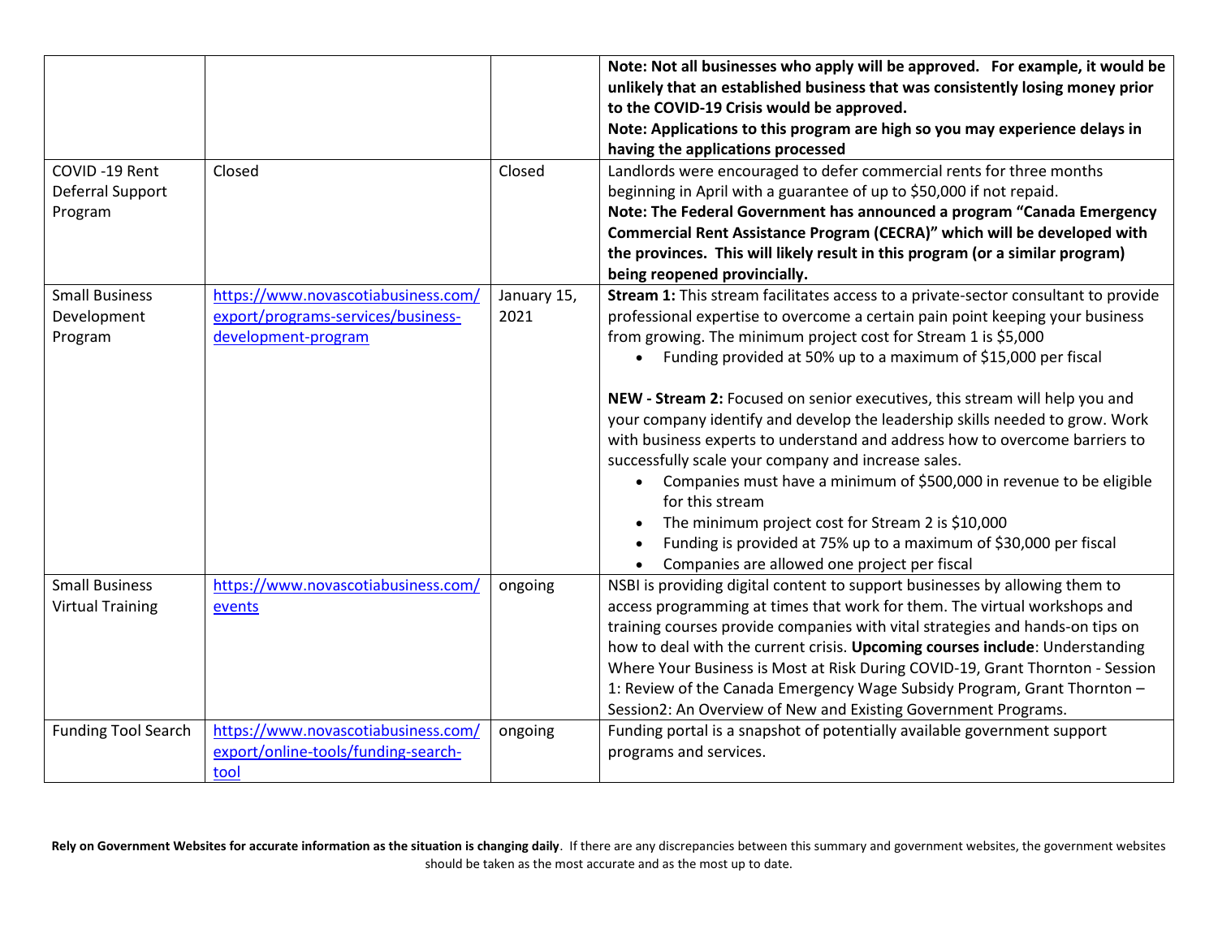| | | | |
|---|---|---|---|
| | | | **Note: Not all businesses who apply will be approved. For example, it would be unlikely that an established business that was consistently losing money prior to the COVID-19 Crisis would be approved.**<br>**Note: Applications to this program are high so you may experience delays in having the applications processed** |
| COVID -19 Rent Deferral Support Program | Closed | Closed | Landlords were encouraged to defer commercial rents for three months beginning in April with a guarantee of up to $50,000 if not repaid.<br>**Note: The Federal Government has announced a program "Canada Emergency Commercial Rent Assistance Program (CECRA)" which will be developed with the provinces. This will likely result in this program (or a similar program) being reopened provincially.** |
| Small Business Development Program | [https://www.novascotiabusiness.com/export/programs-services/business-development-program](https://www.novascotiabusiness.com/export/programs-services/business-development-program) | January 15, 2021 | **Stream 1:** This stream facilitates access to a private-sector consultant to provide professional expertise to overcome a certain pain point keeping your business from growing. The minimum project cost for Stream 1 is $5,000<br>• Funding provided at 50% up to a maximum of $15,000 per fiscal<br><br>**NEW - Stream 2:** Focused on senior executives, this stream will help you and your company identify and develop the leadership skills needed to grow. Work with business experts to understand and address how to overcome barriers to successfully scale your company and increase sales.<br>• Companies must have a minimum of $500,000 in revenue to be eligible for this stream<br>• The minimum project cost for Stream 2 is $10,000<br>• Funding is provided at 75% up to a maximum of $30,000 per fiscal<br>• Companies are allowed one project per fiscal |
| Small Business Virtual Training | [https://www.novascotiabusiness.com/events](https://www.novascotiabusiness.com/events) | ongoing | NSBI is providing digital content to support businesses by allowing them to access programming at times that work for them. The virtual workshops and training courses provide companies with vital strategies and hands-on tips on how to deal with the current crisis. **Upcoming courses include**: Understanding Where Your Business is Most at Risk During COVID-19, Grant Thornton - Session 1: Review of the Canada Emergency Wage Subsidy Program, Grant Thornton – Session2: An Overview of New and Existing Government Programs. |
| Funding Tool Search | [https://www.novascotiabusiness.com/export/online-tools/funding-search-tool](https://www.novascotiabusiness.com/export/online-tools/funding-search-tool) | ongoing | Funding portal is a snapshot of potentially available government support programs and services. |

**Rely on Government Websites for accurate information as the situation is changing daily**. If there are any discrepancies between this summary and government websites, the government websites should be taken as the most accurate and as the most up to date.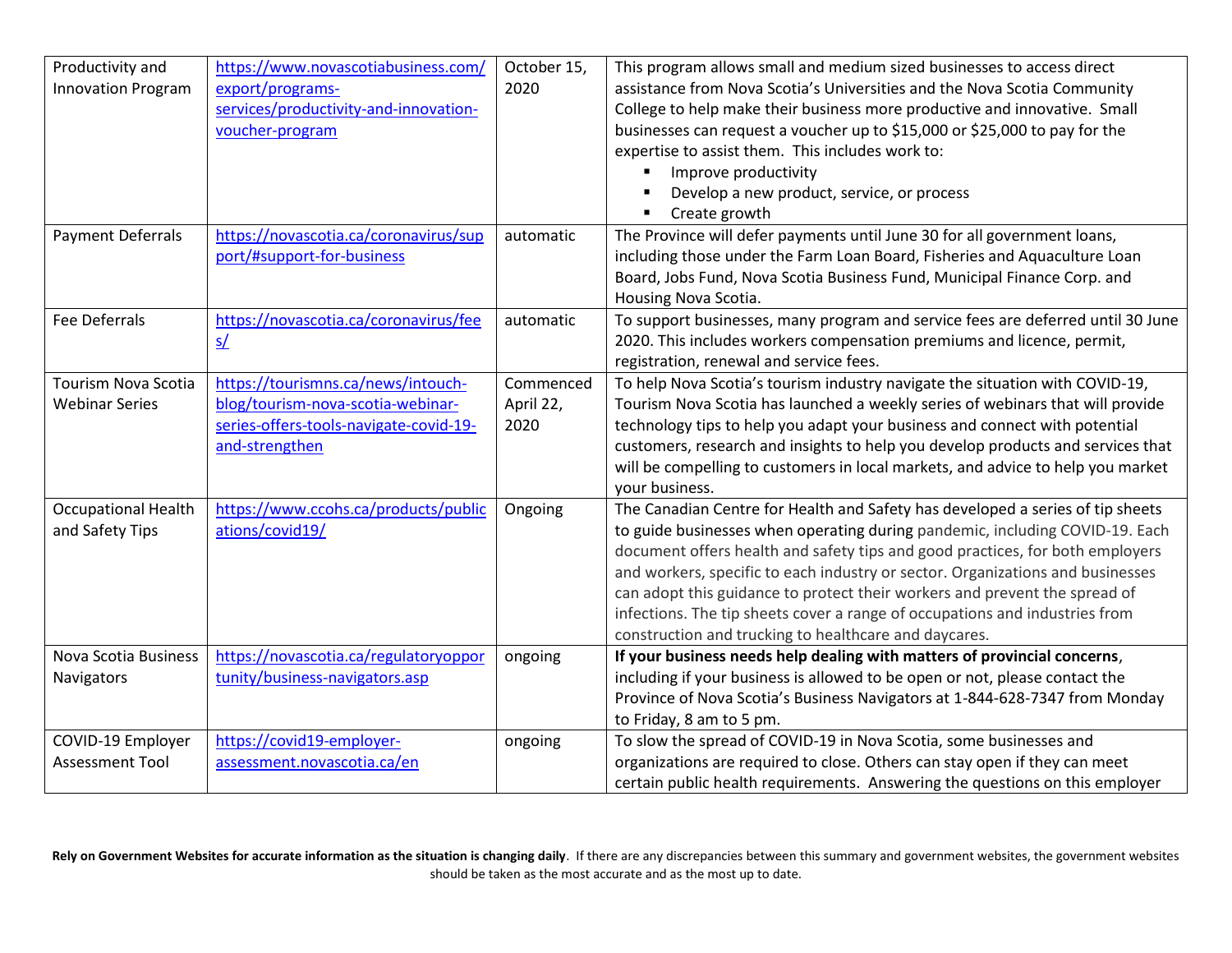| | | | |
|---|---|---|---|
| Productivity and Innovation Program | https://www.novascotiabusiness.com/export/programs-services/productivity-and-innovation-voucher-program | October 15, 2020 | This program allows small and medium sized businesses to access direct assistance from Nova Scotia's Universities and the Nova Scotia Community College to help make their business more productive and innovative. Small businesses can request a voucher up to $15,000 or $25,000 to pay for the expertise to assist them. This includes work to: <br>▪ Improve productivity <br>▪ Develop a new product, service, or process <br>▪ Create growth |
| Payment Deferrals | https://novascotia.ca/coronavirus/support/#support-for-business | automatic | The Province will defer payments until June 30 for all government loans, including those under the Farm Loan Board, Fisheries and Aquaculture Loan Board, Jobs Fund, Nova Scotia Business Fund, Municipal Finance Corp. and Housing Nova Scotia. |
| Fee Deferrals | https://novascotia.ca/coronavirus/fees/ | automatic | To support businesses, many program and service fees are deferred until 30 June 2020. This includes workers compensation premiums and licence, permit, registration, renewal and service fees. |
| Tourism Nova Scotia Webinar Series | https://tourismns.ca/news/intouch-blog/tourism-nova-scotia-webinar-series-offers-tools-navigate-covid-19-and-strengthen | Commenced April 22, 2020 | To help Nova Scotia's tourism industry navigate the situation with COVID-19, Tourism Nova Scotia has launched a weekly series of webinars that will provide technology tips to help you adapt your business and connect with potential customers, research and insights to help you develop products and services that will be compelling to customers in local markets, and advice to help you market your business. |
| Occupational Health and Safety Tips | https://www.ccohs.ca/products/publications/covid19/ | Ongoing | The Canadian Centre for Health and Safety has developed a series of tip sheets to guide businesses when operating during pandemic, including COVID-19. Each document offers health and safety tips and good practices, for both employers and workers, specific to each industry or sector. Organizations and businesses can adopt this guidance to protect their workers and prevent the spread of infections. The tip sheets cover a range of occupations and industries from construction and trucking to healthcare and daycares. |
| Nova Scotia Business Navigators | https://novascotia.ca/regulatoryopportunity/business-navigators.asp | ongoing | **If your business needs help dealing with matters of provincial concerns**, including if your business is allowed to be open or not, please contact the Province of Nova Scotia's Business Navigators at 1-844-628-7347 from Monday to Friday, 8 am to 5 pm. |
| COVID-19 Employer Assessment Tool | https://covid19-employer-assessment.novascotia.ca/en | ongoing | To slow the spread of COVID-19 in Nova Scotia, some businesses and organizations are required to close. Others can stay open if they can meet certain public health requirements. Answering the questions on this employer |

**Rely on Government Websites for accurate information as the situation is changing daily**. If there are any discrepancies between this summary and government websites, the government websites should be taken as the most accurate and as the most up to date.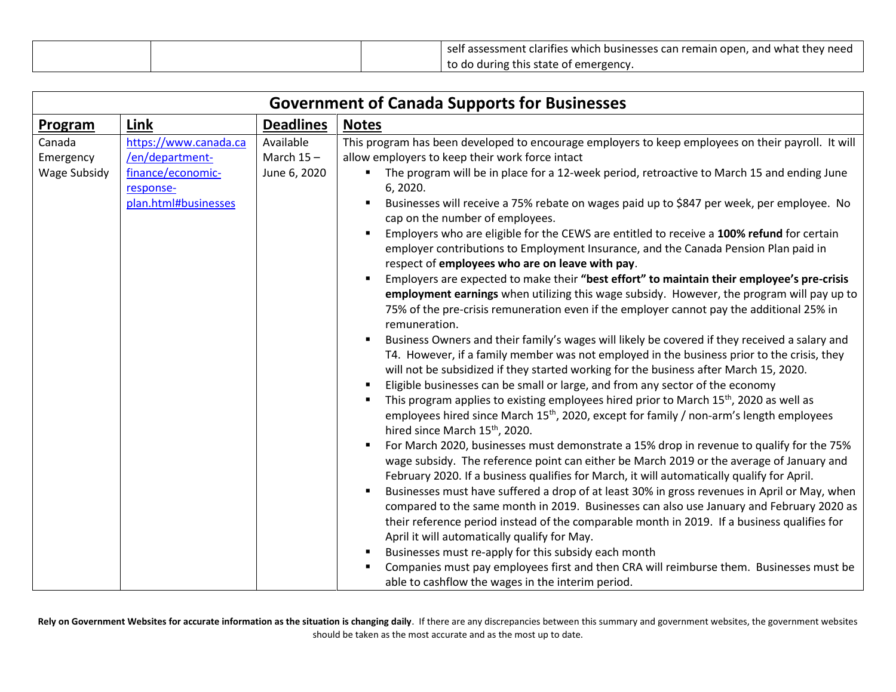| | | | self assessment clarifies which businesses can remain open, and what they need to do during this state of emergency. |
|---|---|---|---|

| **Government of Canada Supports for Businesses** | | | |
|---|---|---|---|
| **Program** | **Link** | **Deadlines** | **Notes** |
| Canada Emergency Wage Subsidy | [https://www.canada.ca/en/department-finance/economic-response-plan.html#businesses](https://www.canada.ca/en/department-finance/economic-response-plan.html#businesses) | Available March 15 – June 6, 2020 | This program has been developed to encourage employers to keep employees on their payroll. It will allow employers to keep their work force intact<br>▪ The program will be in place for a 12-week period, retroactive to March 15 and ending June 6, 2020.<br>▪ Businesses will receive a 75% rebate on wages paid up to $847 per week, per employee. No cap on the number of employees.<br>▪ Employers who are eligible for the CEWS are entitled to receive a **100% refund** for certain employer contributions to Employment Insurance, and the Canada Pension Plan paid in respect of **employees who are on leave with pay**.<br>▪ Employers are expected to make their **"best effort" to maintain their employee's pre-crisis employment earnings** when utilizing this wage subsidy. However, the program will pay up to 75% of the pre-crisis remuneration even if the employer cannot pay the additional 25% in remuneration.<br>▪ Business Owners and their family's wages will likely be covered if they received a salary and T4. However, if a family member was not employed in the business prior to the crisis, they will not be subsidized if they started working for the business after March 15, 2020.<br>▪ Eligible businesses can be small or large, and from any sector of the economy<br>▪ This program applies to existing employees hired prior to March 15th, 2020 as well as employees hired since March 15th, 2020, except for family / non-arm's length employees hired since March 15th, 2020.<br>▪ For March 2020, businesses must demonstrate a 15% drop in revenue to qualify for the 75% wage subsidy. The reference point can either be March 2019 or the average of January and February 2020. If a business qualifies for March, it will automatically qualify for April.<br>▪ Businesses must have suffered a drop of at least 30% in gross revenues in April or May, when compared to the same month in 2019. Businesses can also use January and February 2020 as their reference period instead of the comparable month in 2019. If a business qualifies for April it will automatically qualify for May.<br>▪ Businesses must re-apply for this subsidy each month<br>▪ Companies must pay employees first and then CRA will reimburse them. Businesses must be able to cashflow the wages in the interim period. |

**Rely on Government Websites for accurate information as the situation is changing daily**. If there are any discrepancies between this summary and government websites, the government websites should be taken as the most accurate and as the most up to date.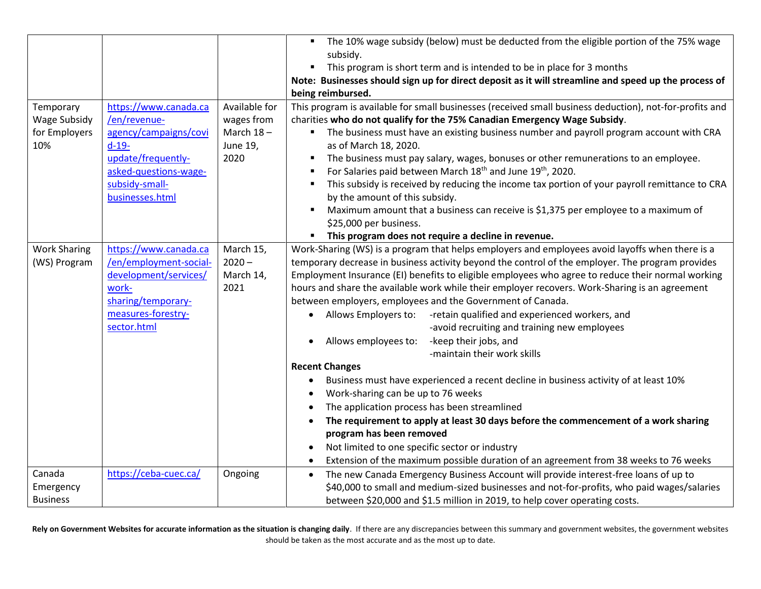| | | | |
|---|---|---|---|
| | | | ▪ The 10% wage subsidy (below) must be deducted from the eligible portion of the 75% wage subsidy.<br>▪ This program is short term and is intended to be in place for 3 months<br>**Note: Businesses should sign up for direct deposit as it will streamline and speed up the process of being reimbursed.** |
| Temporary Wage Subsidy for Employers 10% | https://www.canada.ca/en/revenue-agency/campaigns/covid-19-update/frequently-asked-questions-wage-subsidy-small-businesses.html | Available for wages from March 18 – June 19, 2020 | This program is available for small businesses (received small business deduction), not-for-profits and charities **who do not qualify for the 75% Canadian Emergency Wage Subsidy**.<br>▪ The business must have an existing business number and payroll program account with CRA as of March 18, 2020.<br>▪ The business must pay salary, wages, bonuses or other remunerations to an employee.<br>▪ For Salaries paid between March 18th and June 19th, 2020.<br>▪ This subsidy is received by reducing the income tax portion of your payroll remittance to CRA by the amount of this subsidy.<br>▪ Maximum amount that a business can receive is $1,375 per employee to a maximum of $25,000 per business.<br>▪ **This program does not require a decline in revenue.** |
| Work Sharing (WS) Program | https://www.canada.ca/en/employment-social-development/services/work-sharing/temporary-measures-forestry-sector.html | March 15, 2020 – March 14, 2021 | Work-Sharing (WS) is a program that helps employers and employees avoid layoffs when there is a temporary decrease in business activity beyond the control of the employer. The program provides Employment Insurance (EI) benefits to eligible employees who agree to reduce their normal working hours and share the available work while their employer recovers. Work-Sharing is an agreement between employers, employees and the Government of Canada.<br>• Allows Employers to: -retain qualified and experienced workers, and -avoid recruiting and training new employees<br>• Allows employees to: -keep their jobs, and -maintain their work skills<br>**Recent Changes**<br>• Business must have experienced a recent decline in business activity of at least 10%<br>• Work-sharing can be up to 76 weeks<br>• The application process has been streamlined<br>• **The requirement to apply at least 30 days before the commencement of a work sharing program has been removed**<br>• Not limited to one specific sector or industry<br>• Extension of the maximum possible duration of an agreement from 38 weeks to 76 weeks |
| Canada Emergency Business | https://ceba-cuec.ca/ | Ongoing | • The new Canada Emergency Business Account will provide interest-free loans of up to $40,000 to small and medium-sized businesses and not-for-profits, who paid wages/salaries between $20,000 and $1.5 million in 2019, to help cover operating costs. |

**Rely on Government Websites for accurate information as the situation is changing daily**. If there are any discrepancies between this summary and government websites, the government websites should be taken as the most accurate and as the most up to date.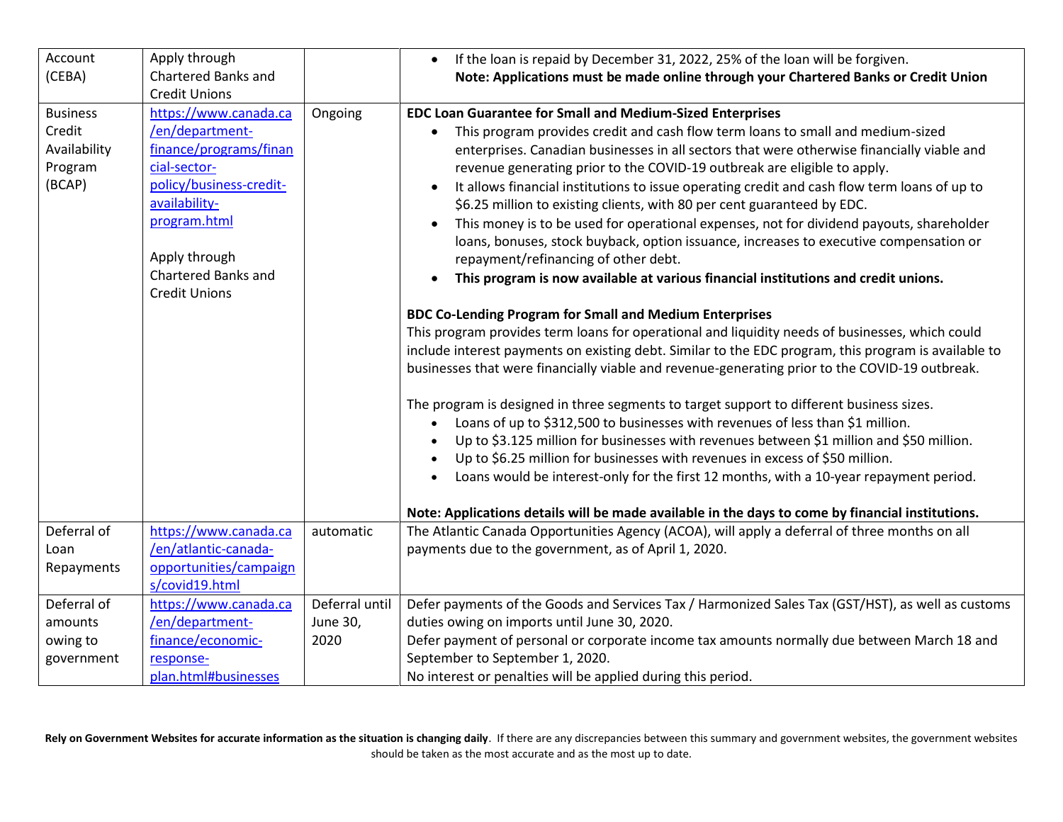| | | | |
|---|---|---|---|
| Account (CEBA) | Apply through Chartered Banks and Credit Unions | | • If the loan is repaid by December 31, 2022, 25% of the loan will be forgiven.<br>**Note: Applications must be made online through your Chartered Banks or Credit Union** |
| Business Credit Availability Program (BCAP) | https://www.canada.ca/en/department-finance/programs/financial-sector-policy/business-credit-availability-program.html<br><br>Apply through Chartered Banks and Credit Unions | Ongoing | **EDC Loan Guarantee for Small and Medium-Sized Enterprises**<br>• This program provides credit and cash flow term loans to small and medium-sized enterprises. Canadian businesses in all sectors that were otherwise financially viable and revenue generating prior to the COVID-19 outbreak are eligible to apply.<br>• It allows financial institutions to issue operating credit and cash flow term loans of up to $6.25 million to existing clients, with 80 per cent guaranteed by EDC.<br>• This money is to be used for operational expenses, not for dividend payouts, shareholder loans, bonuses, stock buyback, option issuance, increases to executive compensation or repayment/refinancing of other debt.<br>• **This program is now available at various financial institutions and credit unions.**<br><br>**BDC Co-Lending Program for Small and Medium Enterprises**<br>This program provides term loans for operational and liquidity needs of businesses, which could include interest payments on existing debt. Similar to the EDC program, this program is available to businesses that were financially viable and revenue-generating prior to the COVID-19 outbreak.<br><br>The program is designed in three segments to target support to different business sizes.<br>• Loans of up to $312,500 to businesses with revenues of less than $1 million.<br>• Up to $3.125 million for businesses with revenues between $1 million and $50 million.<br>• Up to $6.25 million for businesses with revenues in excess of $50 million.<br>• Loans would be interest-only for the first 12 months, with a 10-year repayment period.<br><br>**Note: Applications details will be made available in the days to come by financial institutions.** |
| Deferral of Loan Repayments | https://www.canada.ca/en/atlantic-canada-opportunities/campaigns/covid19.html | automatic | The Atlantic Canada Opportunities Agency (ACOA), will apply a deferral of three months on all payments due to the government, as of April 1, 2020. |
| Deferral of amounts owing to government | https://www.canada.ca/en/department-finance/economic-response-plan.html#businesses | Deferral until June 30, 2020 | Defer payments of the Goods and Services Tax / Harmonized Sales Tax (GST/HST), as well as customs duties owing on imports until June 30, 2020.<br>Defer payment of personal or corporate income tax amounts normally due between March 18 and September to September 1, 2020.<br>No interest or penalties will be applied during this period. |

**Rely on Government Websites for accurate information as the situation is changing daily**. If there are any discrepancies between this summary and government websites, the government websites should be taken as the most accurate and as the most up to date.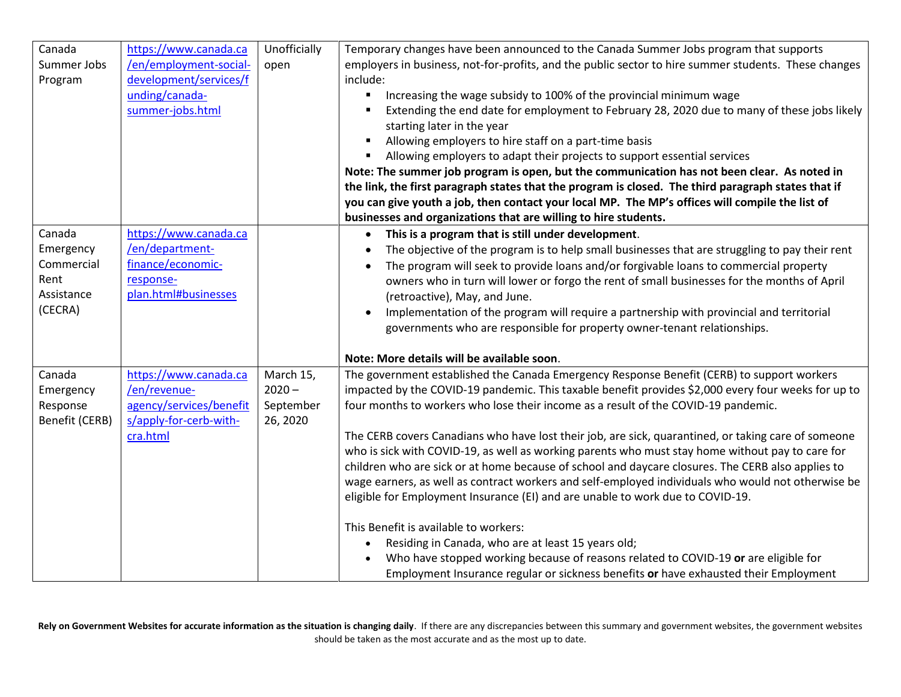| | | | |
|---|---|---|---|
| Canada Summer Jobs Program | https://www.canada.ca/en/employment-social-development/services/funding/canada-summer-jobs.html | Unofficially open | Temporary changes have been announced to the Canada Summer Jobs program that supports employers in business, not-for-profits, and the public sector to hire summer students. These changes include:<br>▪ Increasing the wage subsidy to 100% of the provincial minimum wage<br>▪ Extending the end date for employment to February 28, 2020 due to many of these jobs likely starting later in the year<br>▪ Allowing employers to hire staff on a part-time basis<br>▪ Allowing employers to adapt their projects to support essential services<br>**Note: The summer job program is open, but the communication has not been clear. As noted in the link, the first paragraph states that the program is closed. The third paragraph states that if you can give youth a job, then contact your local MP. The MP's offices will compile the list of businesses and organizations that are willing to hire students.** |
| Canada Emergency Commercial Rent Assistance (CECRA) | https://www.canada.ca/en/department-finance/economic-response-plan.html#businesses | | • **This is a program that is still under development**.<br>• The objective of the program is to help small businesses that are struggling to pay their rent<br>• The program will seek to provide loans and/or forgivable loans to commercial property owners who in turn will lower or forgo the rent of small businesses for the months of April (retroactive), May, and June.<br>• Implementation of the program will require a partnership with provincial and territorial governments who are responsible for property owner-tenant relationships.<br><br>**Note: More details will be available soon**. |
| Canada Emergency Response Benefit (CERB) | https://www.canada.ca/en/revenue-agency/services/benefits/apply-for-cerb-with-cra.html | March 15, 2020 – September 26, 2020 | The government established the Canada Emergency Response Benefit (CERB) to support workers impacted by the COVID-19 pandemic. This taxable benefit provides $2,000 every four weeks for up to four months to workers who lose their income as a result of the COVID-19 pandemic.<br><br>The CERB covers Canadians who have lost their job, are sick, quarantined, or taking care of someone who is sick with COVID-19, as well as working parents who must stay home without pay to care for children who are sick or at home because of school and daycare closures. The CERB also applies to wage earners, as well as contract workers and self-employed individuals who would not otherwise be eligible for Employment Insurance (EI) and are unable to work due to COVID-19.<br><br>This Benefit is available to workers:<br>• Residing in Canada, who are at least 15 years old;<br>• Who have stopped working because of reasons related to COVID-19 **or** are eligible for Employment Insurance regular or sickness benefits **or** have exhausted their Employment |

**Rely on Government Websites for accurate information as the situation is changing daily**. If there are any discrepancies between this summary and government websites, the government websites should be taken as the most accurate and as the most up to date.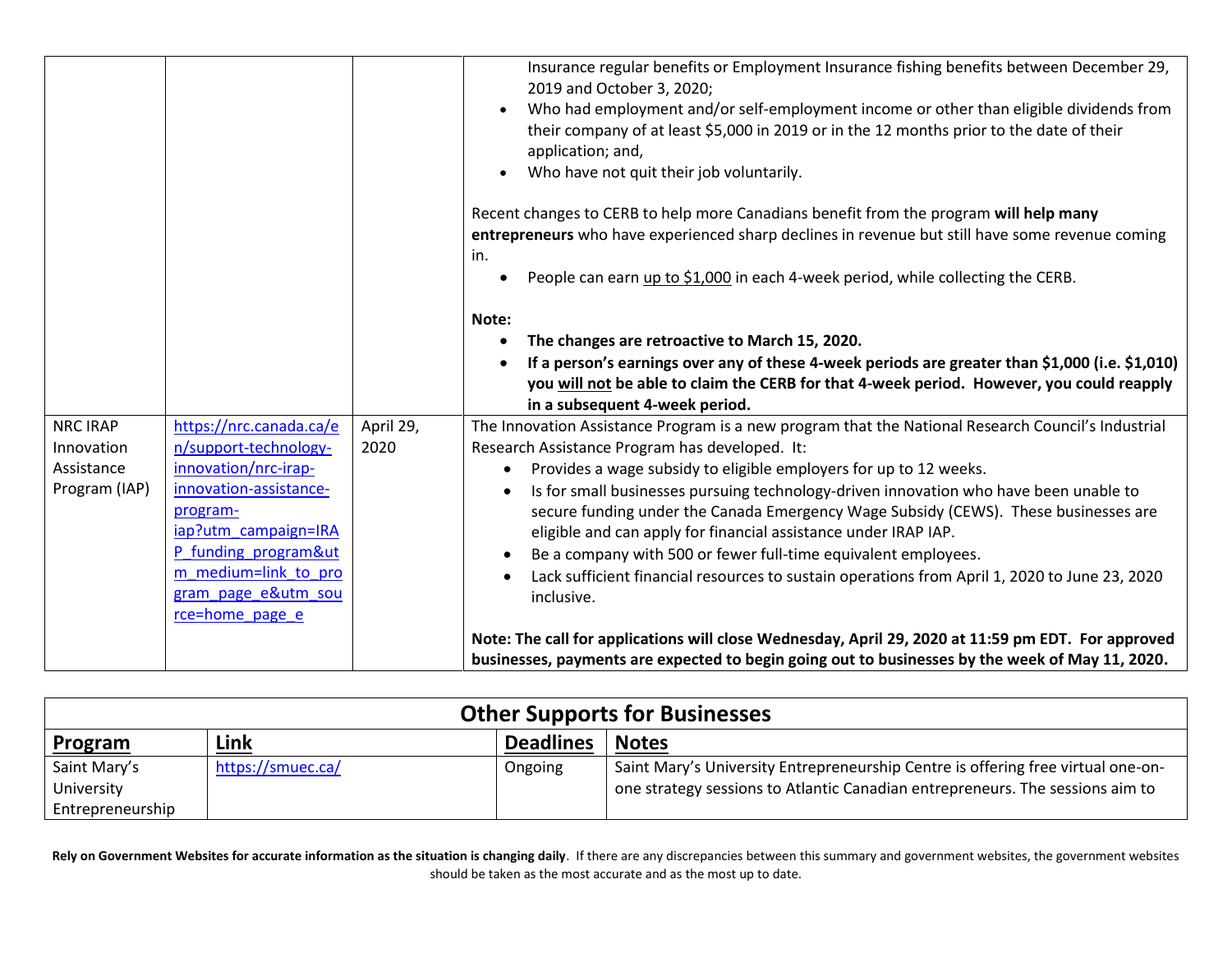| | | | |
|---|---|---|---|
| | | | Insurance regular benefits or Employment Insurance fishing benefits between December 29, 2019 and October 3, 2020;<br>• Who had employment and/or self-employment income or other than eligible dividends from their company of at least $5,000 in 2019 or in the 12 months prior to the date of their application; and,<br>• Who have not quit their job voluntarily.<br><br>Recent changes to CERB to help more Canadians benefit from the program **will help many entrepreneurs** who have experienced sharp declines in revenue but still have some revenue coming in.<br>• People can earn up to $1,000 in each 4-week period, while collecting the CERB.<br><br>**Note:**<br>• **The changes are retroactive to March 15, 2020.**<br>• **If a person's earnings over any of these 4-week periods are greater than $1,000 (i.e. $1,010) you will not be able to claim the CERB for that 4-week period. However, you could reapply in a subsequent 4-week period.** |
| NRC IRAP Innovation Assistance Program (IAP) | https://nrc.canada.ca/en/support-technology-innovation/nrc-irap-innovation-assistance-program-iap?utm_campaign=IRAP_funding_program&utm_medium=link_to_program_page_e&utm_source=home_page_e | April 29, 2020 | The Innovation Assistance Program is a new program that the National Research Council's Industrial Research Assistance Program has developed. It:<br>• Provides a wage subsidy to eligible employers for up to 12 weeks.<br>• Is for small businesses pursuing technology-driven innovation who have been unable to secure funding under the Canada Emergency Wage Subsidy (CEWS). These businesses are eligible and can apply for financial assistance under IRAP IAP.<br>• Be a company with 500 or fewer full-time equivalent employees.<br>• Lack sufficient financial resources to sustain operations from April 1, 2020 to June 23, 2020 inclusive.<br><br>**Note: The call for applications will close Wednesday, April 29, 2020 at 11:59 pm EDT. For approved businesses, payments are expected to begin going out to businesses by the week of May 11, 2020.** |

## Other Supports for Businesses

| **Program** | **Link** | **Deadlines** | **Notes** |
|---|---|---|---|
| Saint Mary's University Entrepreneurship | https://smuec.ca/ | Ongoing | Saint Mary's University Entrepreneurship Centre is offering free virtual one-on-one strategy sessions to Atlantic Canadian entrepreneurs. The sessions aim to |

**Rely on Government Websites for accurate information as the situation is changing daily**. If there are any discrepancies between this summary and government websites, the government websites should be taken as the most accurate and as the most up to date.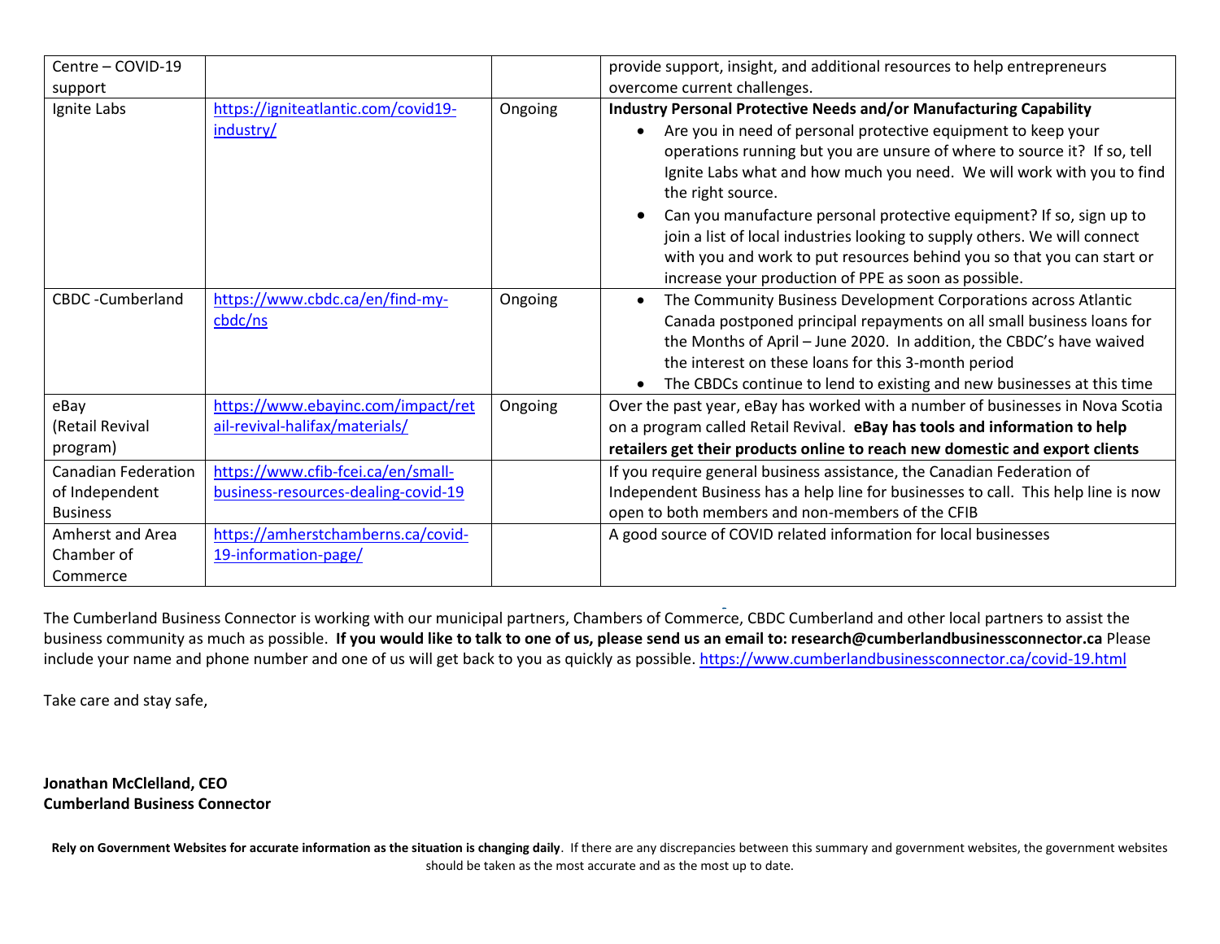| | | | |
|---|---|---|---|
| Centre – COVID-19 support | | | provide support, insight, and additional resources to help entrepreneurs overcome current challenges. |
| Ignite Labs | https://igniteatlantic.com/covid19-industry/ | Ongoing | **Industry Personal Protective Needs and/or Manufacturing Capability**<br>• Are you in need of personal protective equipment to keep your operations running but you are unsure of where to source it? If so, tell Ignite Labs what and how much you need. We will work with you to find the right source.<br>• Can you manufacture personal protective equipment? If so, sign up to join a list of local industries looking to supply others. We will connect with you and work to put resources behind you so that you can start or increase your production of PPE as soon as possible. |
| CBDC -Cumberland | https://www.cbdc.ca/en/find-my-cbdc/ns | Ongoing | • The Community Business Development Corporations across Atlantic Canada postponed principal repayments on all small business loans for the Months of April – June 2020. In addition, the CBDC's have waived the interest on these loans for this 3-month period<br>• The CBDCs continue to lend to existing and new businesses at this time |
| eBay (Retail Revival program) | https://www.ebayinc.com/impact/retail-revival-halifax/materials/ | Ongoing | Over the past year, eBay has worked with a number of businesses in Nova Scotia on a program called Retail Revival. **eBay has tools and information to help retailers get their products online to reach new domestic and export clients** |
| Canadian Federation of Independent Business | https://www.cfib-fcei.ca/en/small-business-resources-dealing-covid-19 | | If you require general business assistance, the Canadian Federation of Independent Business has a help line for businesses to call. This help line is now open to both members and non-members of the CFIB |
| Amherst and Area Chamber of Commerce | https://amherstchamberns.ca/covid-19-information-page/ | | A good source of COVID related information for local businesses |

The Cumberland Business Connector is working with our municipal partners, Chambers of Commerce, CBDC Cumberland and other local partners to assist the business community as much as possible. **If you would like to talk to one of us, please send us an email to: research@cumberlandbusinessconnector.ca** Please include your name and phone number and one of us will get back to you as quickly as possible. https://www.cumberlandbusinessconnector.ca/covid-19.html

Take care and stay safe,

**Jonathan McClelland, CEO**
**Cumberland Business Connector**

**Rely on Government Websites for accurate information as the situation is changing daily**. If there are any discrepancies between this summary and government websites, the government websites should be taken as the most accurate and as the most up to date.